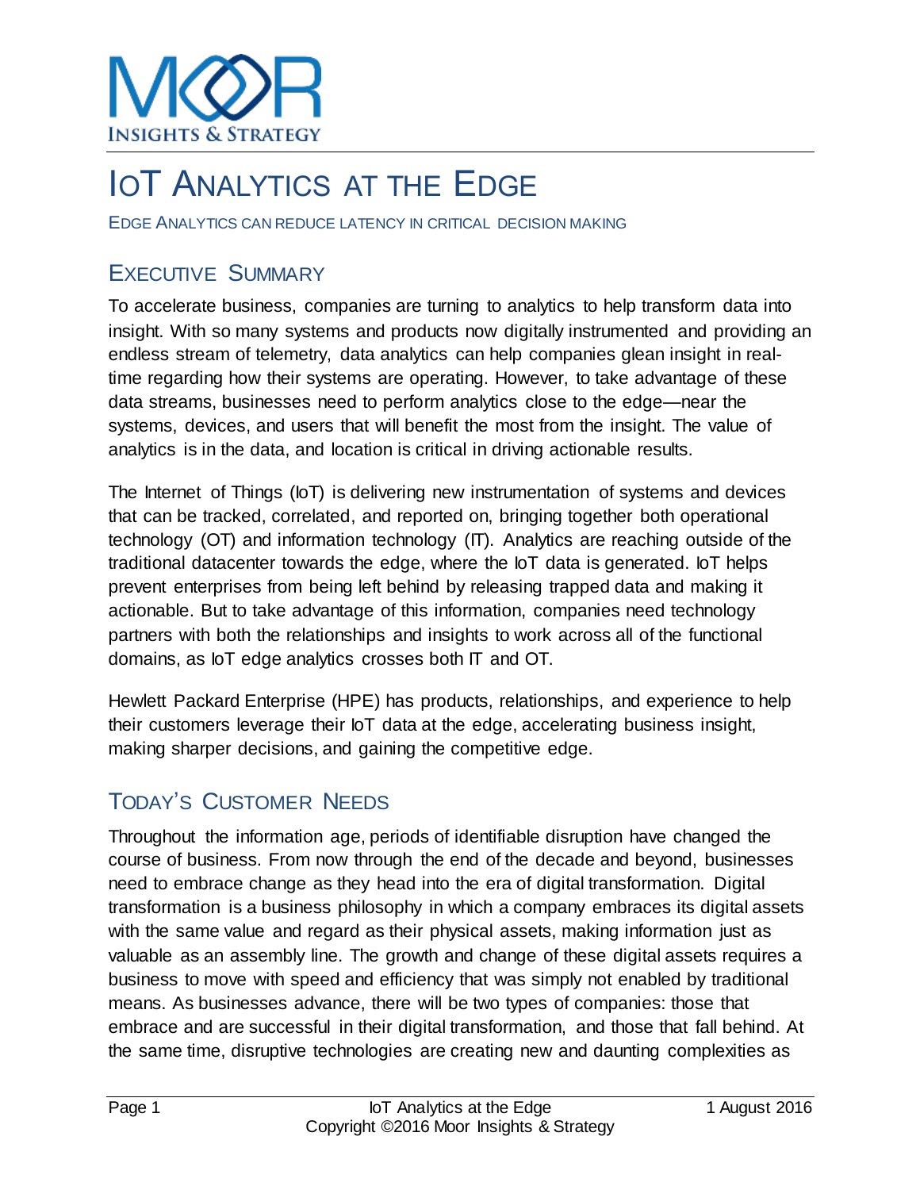# IoT Analytics at the Edge

EDGE ANALYTICS CAN REDUCE LATENCY IN CRITICAL DECISION MAKING

## Executive Summary

To accelerate business, companies are turning to analytics to help transform data into insight. With so many systems and products now digitally instrumented and providing an endless stream of telemetry, data analytics can help companies glean insight in real-time regarding how their systems are operating. However, to take advantage of these data streams, businesses need to perform analytics close to the edge—near the systems, devices, and users that will benefit the most from the insight. The value of analytics is in the data, and location is critical in driving actionable results.

The Internet of Things (IoT) is delivering new instrumentation of systems and devices that can be tracked, correlated, and reported on, bringing together both operational technology (OT) and information technology (IT). Analytics are reaching outside of the traditional datacenter towards the edge, where the IoT data is generated. IoT helps prevent enterprises from being left behind by releasing trapped data and making it actionable. But to take advantage of this information, companies need technology partners with both the relationships and insights to work across all of the functional domains, as IoT edge analytics crosses both IT and OT.

Hewlett Packard Enterprise (HPE) has products, relationships, and experience to help their customers leverage their IoT data at the edge, accelerating business insight, making sharper decisions, and gaining the competitive edge.

## Today's Customer Needs

Throughout the information age, periods of identifiable disruption have changed the course of business. From now through the end of the decade and beyond, businesses need to embrace change as they head into the era of digital transformation. Digital transformation is a business philosophy in which a company embraces its digital assets with the same value and regard as their physical assets, making information just as valuable as an assembly line. The growth and change of these digital assets requires a business to move with speed and efficiency that was simply not enabled by traditional means. As businesses advance, there will be two types of companies: those that embrace and are successful in their digital transformation, and those that fall behind. At the same time, disruptive technologies are creating new and daunting complexities as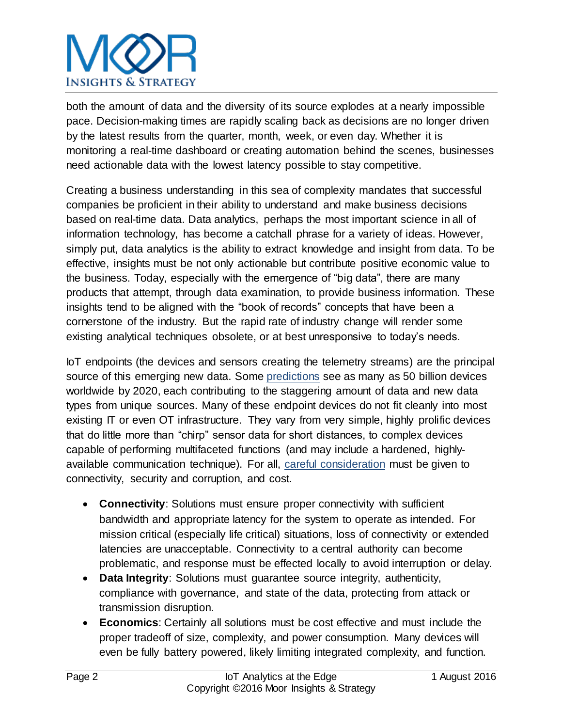both the amount of data and the diversity of its source explodes at a nearly impossible pace. Decision-making times are rapidly scaling back as decisions are no longer driven by the latest results from the quarter, month, week, or even day. Whether it is monitoring a real-time dashboard or creating automation behind the scenes, businesses need actionable data with the lowest latency possible to stay competitive.

Creating a business understanding in this sea of complexity mandates that successful companies be proficient in their ability to understand and make business decisions based on real-time data. Data analytics, perhaps the most important science in all of information technology, has become a catchall phrase for a variety of ideas. However, simply put, data analytics is the ability to extract knowledge and insight from data. To be effective, insights must be not only actionable but contribute positive economic value to the business. Today, especially with the emergence of "big data", there are many products that attempt, through data examination, to provide business information. These insights tend to be aligned with the "book of records" concepts that have been a cornerstone of the industry. But the rapid rate of industry change will render some existing analytical techniques obsolete, or at best unresponsive to today's needs.

IoT endpoints (the devices and sensors creating the telemetry streams) are the principal source of this emerging new data. Some predictions see as many as 50 billion devices worldwide by 2020, each contributing to the staggering amount of data and new data types from unique sources. Many of these endpoint devices do not fit cleanly into most existing IT or even OT infrastructure. They vary from very simple, highly prolific devices that do little more than "chirp" sensor data for short distances, to complex devices capable of performing multifaceted functions (and may include a hardened, highly-available communication technique). For all, careful consideration must be given to connectivity, security and corruption, and cost.

- **Connectivity**: Solutions must ensure proper connectivity with sufficient bandwidth and appropriate latency for the system to operate as intended. For mission critical (especially life critical) situations, loss of connectivity or extended latencies are unacceptable. Connectivity to a central authority can become problematic, and response must be effected locally to avoid interruption or delay.
- **Data Integrity**: Solutions must guarantee source integrity, authenticity, compliance with governance, and state of the data, protecting from attack or transmission disruption.
- **Economics**: Certainly all solutions must be cost effective and must include the proper tradeoff of size, complexity, and power consumption. Many devices will even be fully battery powered, likely limiting integrated complexity, and function.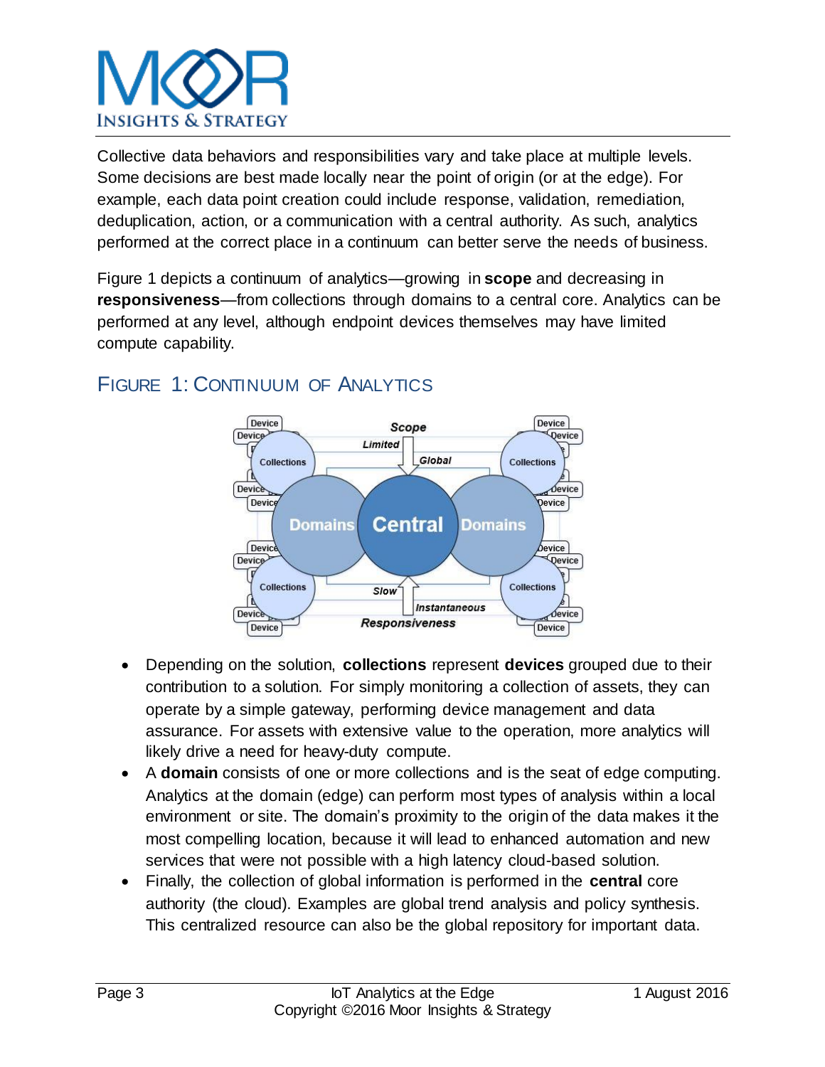Collective data behaviors and responsibilities vary and take place at multiple levels. Some decisions are best made locally near the point of origin (or at the edge). For example, each data point creation could include response, validation, remediation, deduplication, action, or a communication with a central authority. As such, analytics performed at the correct place in a continuum can better serve the needs of business.

Figure 1 depicts a continuum of analytics—growing in **scope** and decreasing in **responsiveness**—from collections through domains to a central core. Analytics can be performed at any level, although endpoint devices themselves may have limited compute capability.

## FIGURE 1: CONTINUUM OF ANALYTICS

- Depending on the solution, **collections** represent **devices** grouped due to their contribution to a solution. For simply monitoring a collection of assets, they can operate by a simple gateway, performing device management and data assurance. For assets with extensive value to the operation, more analytics will likely drive a need for heavy-duty compute.
- A **domain** consists of one or more collections and is the seat of edge computing. Analytics at the domain (edge) can perform most types of analysis within a local environment or site. The domain's proximity to the origin of the data makes it the most compelling location, because it will lead to enhanced automation and new services that were not possible with a high latency cloud-based solution.
- Finally, the collection of global information is performed in the **central** core authority (the cloud). Examples are global trend analysis and policy synthesis. This centralized resource can also be the global repository for important data.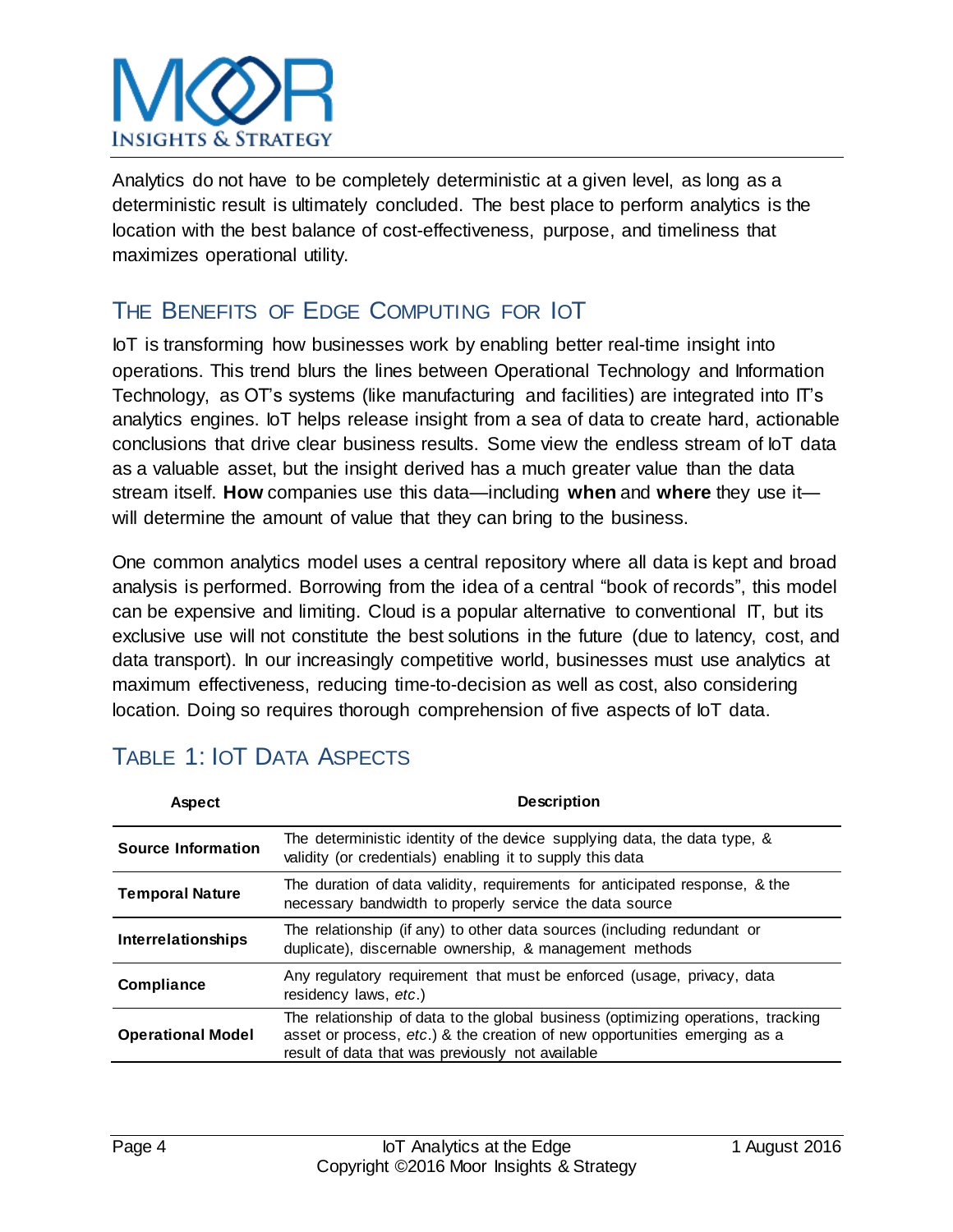Analytics do not have to be completely deterministic at a given level, as long as a deterministic result is ultimately concluded. The best place to perform analytics is the location with the best balance of cost-effectiveness, purpose, and timeliness that maximizes operational utility.

## The Benefits of Edge Computing for IoT

IoT is transforming how businesses work by enabling better real-time insight into operations. This trend blurs the lines between Operational Technology and Information Technology, as OT's systems (like manufacturing and facilities) are integrated into IT's analytics engines. IoT helps release insight from a sea of data to create hard, actionable conclusions that drive clear business results. Some view the endless stream of IoT data as a valuable asset, but the insight derived has a much greater value than the data stream itself. **How** companies use this data—including **when** and **where** they use it—will determine the amount of value that they can bring to the business.

One common analytics model uses a central repository where all data is kept and broad analysis is performed. Borrowing from the idea of a central "book of records", this model can be expensive and limiting. Cloud is a popular alternative to conventional IT, but its exclusive use will not constitute the best solutions in the future (due to latency, cost, and data transport). In our increasingly competitive world, businesses must use analytics at maximum effectiveness, reducing time-to-decision as well as cost, also considering location. Doing so requires thorough comprehension of five aspects of IoT data.

## Table 1: IoT Data Aspects

| Aspect | Description |
|---|---|
| **Source Information** | The deterministic identity of the device supplying data, the data type, & validity (or credentials) enabling it to supply this data |
| **Temporal Nature** | The duration of data validity, requirements for anticipated response, & the necessary bandwidth to properly service the data source |
| **Interrelationships** | The relationship (if any) to other data sources (including redundant or duplicate), discernable ownership, & management methods |
| **Compliance** | Any regulatory requirement that must be enforced (usage, privacy, data residency laws, *etc.*) |
| **Operational Model** | The relationship of data to the global business (optimizing operations, tracking asset or process, *etc.*) & the creation of new opportunities emerging as a result of data that was previously not available |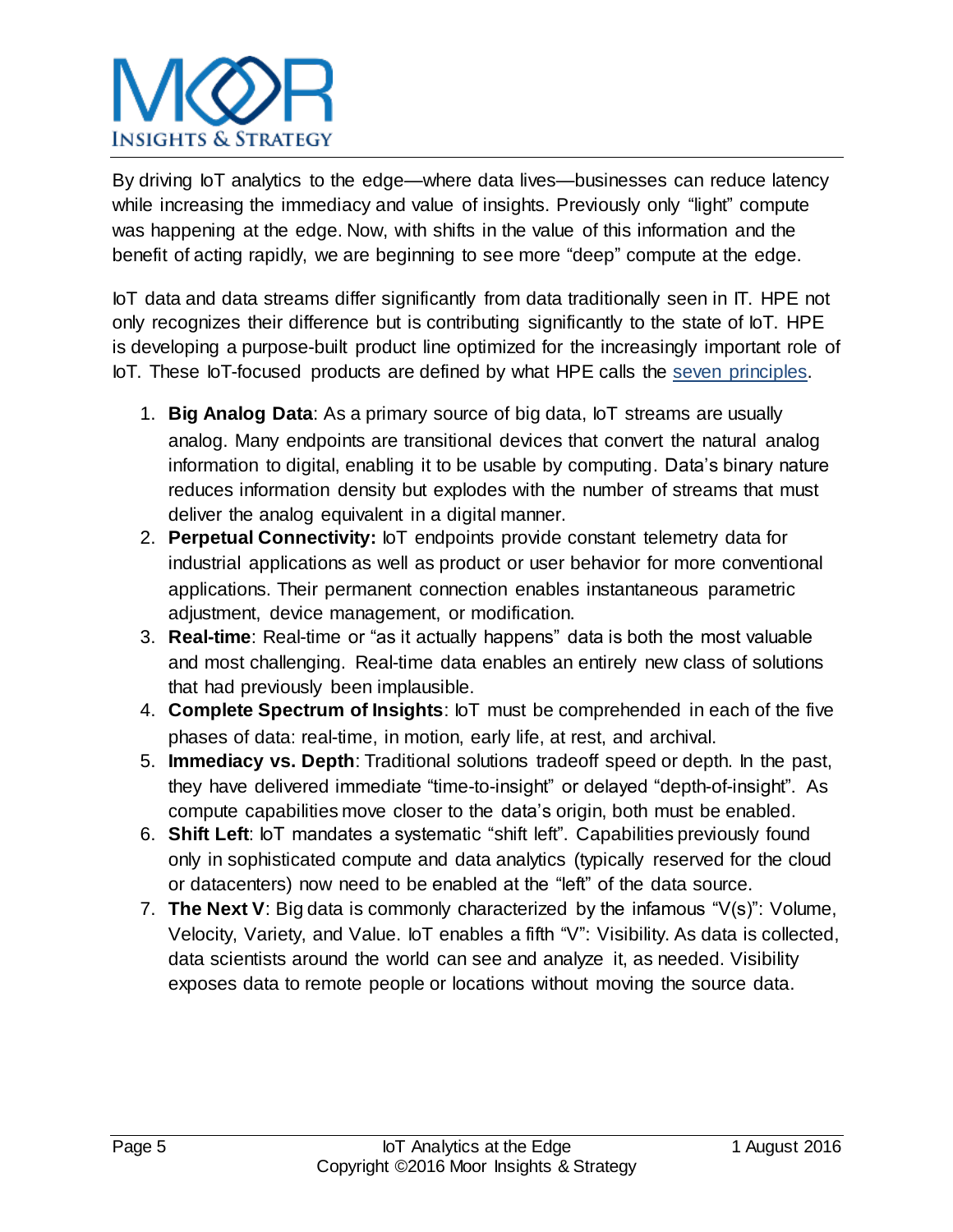By driving IoT analytics to the edge—where data lives—businesses can reduce latency while increasing the immediacy and value of insights. Previously only "light" compute was happening at the edge. Now, with shifts in the value of this information and the benefit of acting rapidly, we are beginning to see more "deep" compute at the edge.

IoT data and data streams differ significantly from data traditionally seen in IT. HPE not only recognizes their difference but is contributing significantly to the state of IoT. HPE is developing a purpose-built product line optimized for the increasingly important role of IoT. These IoT-focused products are defined by what HPE calls the seven principles.

1. **Big Analog Data**: As a primary source of big data, IoT streams are usually analog. Many endpoints are transitional devices that convert the natural analog information to digital, enabling it to be usable by computing. Data's binary nature reduces information density but explodes with the number of streams that must deliver the analog equivalent in a digital manner.
2. **Perpetual Connectivity:** IoT endpoints provide constant telemetry data for industrial applications as well as product or user behavior for more conventional applications. Their permanent connection enables instantaneous parametric adjustment, device management, or modification.
3. **Real-time**: Real-time or "as it actually happens" data is both the most valuable and most challenging. Real-time data enables an entirely new class of solutions that had previously been implausible.
4. **Complete Spectrum of Insights**: IoT must be comprehended in each of the five phases of data: real-time, in motion, early life, at rest, and archival.
5. **Immediacy vs. Depth**: Traditional solutions tradeoff speed or depth. In the past, they have delivered immediate "time-to-insight" or delayed "depth-of-insight". As compute capabilities move closer to the data's origin, both must be enabled.
6. **Shift Left**: IoT mandates a systematic "shift left". Capabilities previously found only in sophisticated compute and data analytics (typically reserved for the cloud or datacenters) now need to be enabled at the "left" of the data source.
7. **The Next V**: Big data is commonly characterized by the infamous "V(s)": Volume, Velocity, Variety, and Value. IoT enables a fifth "V": Visibility. As data is collected, data scientists around the world can see and analyze it, as needed. Visibility exposes data to remote people or locations without moving the source data.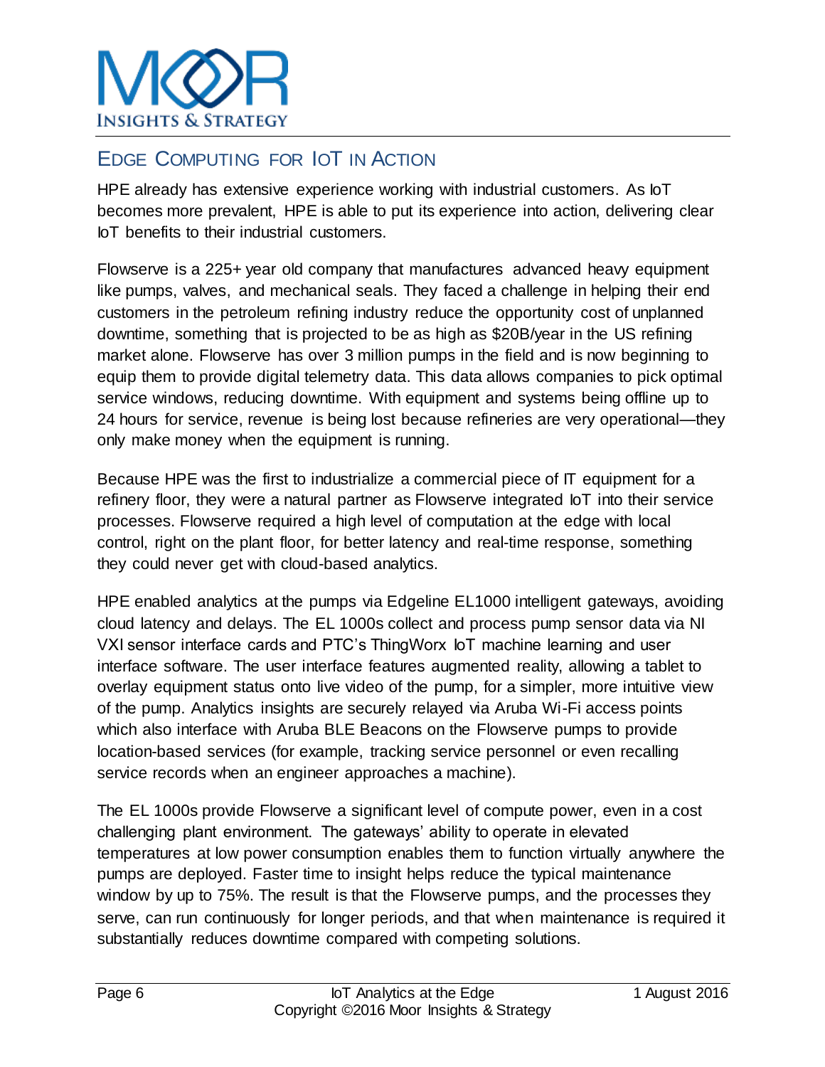## Edge Computing for IoT in Action

HPE already has extensive experience working with industrial customers. As IoT becomes more prevalent, HPE is able to put its experience into action, delivering clear IoT benefits to their industrial customers.

Flowserve is a 225+ year old company that manufactures advanced heavy equipment like pumps, valves, and mechanical seals. They faced a challenge in helping their end customers in the petroleum refining industry reduce the opportunity cost of unplanned downtime, something that is projected to be as high as $20B/year in the US refining market alone. Flowserve has over 3 million pumps in the field and is now beginning to equip them to provide digital telemetry data. This data allows companies to pick optimal service windows, reducing downtime. With equipment and systems being offline up to 24 hours for service, revenue is being lost because refineries are very operational—they only make money when the equipment is running.

Because HPE was the first to industrialize a commercial piece of IT equipment for a refinery floor, they were a natural partner as Flowserve integrated IoT into their service processes. Flowserve required a high level of computation at the edge with local control, right on the plant floor, for better latency and real-time response, something they could never get with cloud-based analytics.

HPE enabled analytics at the pumps via Edgeline EL1000 intelligent gateways, avoiding cloud latency and delays. The EL 1000s collect and process pump sensor data via NI VXI sensor interface cards and PTC's ThingWorx IoT machine learning and user interface software. The user interface features augmented reality, allowing a tablet to overlay equipment status onto live video of the pump, for a simpler, more intuitive view of the pump. Analytics insights are securely relayed via Aruba Wi-Fi access points which also interface with Aruba BLE Beacons on the Flowserve pumps to provide location-based services (for example, tracking service personnel or even recalling service records when an engineer approaches a machine).

The EL 1000s provide Flowserve a significant level of compute power, even in a cost challenging plant environment. The gateways' ability to operate in elevated temperatures at low power consumption enables them to function virtually anywhere the pumps are deployed. Faster time to insight helps reduce the typical maintenance window by up to 75%. The result is that the Flowserve pumps, and the processes they serve, can run continuously for longer periods, and that when maintenance is required it substantially reduces downtime compared with competing solutions.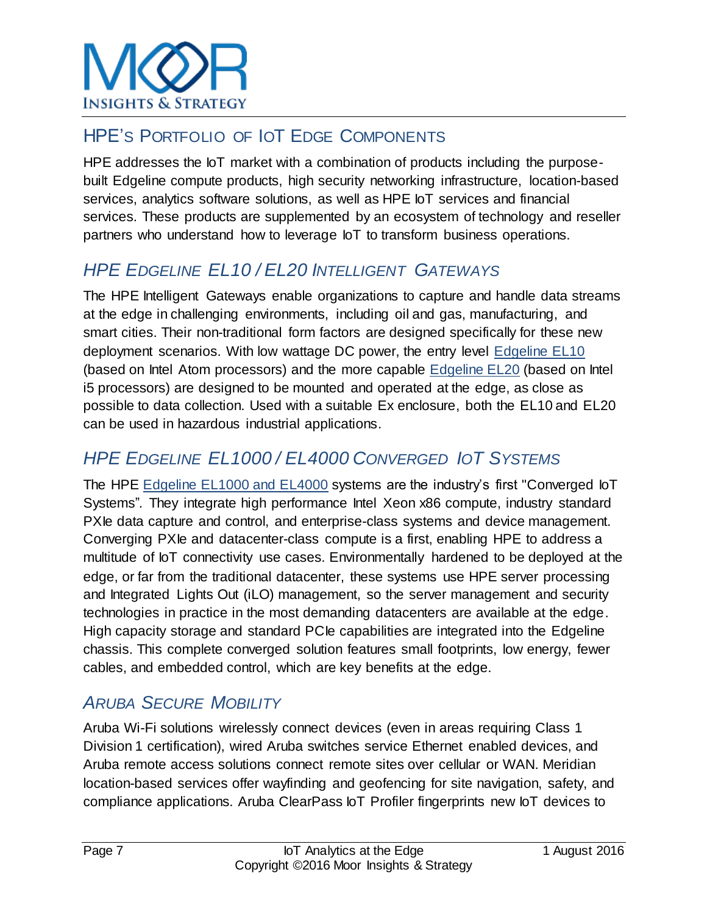## HPE's Portfolio of IoT Edge Components

HPE addresses the IoT market with a combination of products including the purpose-built Edgeline compute products, high security networking infrastructure, location-based services, analytics software solutions, as well as HPE IoT services and financial services. These products are supplemented by an ecosystem of technology and reseller partners who understand how to leverage IoT to transform business operations.

### *HPE Edgeline EL10 / EL20 Intelligent Gateways*

The HPE Intelligent Gateways enable organizations to capture and handle data streams at the edge in challenging environments, including oil and gas, manufacturing, and smart cities. Their non-traditional form factors are designed specifically for these new deployment scenarios. With low wattage DC power, the entry level Edgeline EL10 (based on Intel Atom processors) and the more capable Edgeline EL20 (based on Intel i5 processors) are designed to be mounted and operated at the edge, as close as possible to data collection. Used with a suitable Ex enclosure, both the EL10 and EL20 can be used in hazardous industrial applications.

### *HPE Edgeline EL1000 / EL4000 Converged IoT Systems*

The HPE Edgeline EL1000 and EL4000 systems are the industry's first "Converged IoT Systems". They integrate high performance Intel Xeon x86 compute, industry standard PXIe data capture and control, and enterprise-class systems and device management. Converging PXIe and datacenter-class compute is a first, enabling HPE to address a multitude of IoT connectivity use cases. Environmentally hardened to be deployed at the edge, or far from the traditional datacenter, these systems use HPE server processing and Integrated Lights Out (iLO) management, so the server management and security technologies in practice in the most demanding datacenters are available at the edge. High capacity storage and standard PCIe capabilities are integrated into the Edgeline chassis. This complete converged solution features small footprints, low energy, fewer cables, and embedded control, which are key benefits at the edge.

### *Aruba Secure Mobility*

Aruba Wi-Fi solutions wirelessly connect devices (even in areas requiring Class 1 Division 1 certification), wired Aruba switches service Ethernet enabled devices, and Aruba remote access solutions connect remote sites over cellular or WAN. Meridian location-based services offer wayfinding and geofencing for site navigation, safety, and compliance applications. Aruba ClearPass IoT Profiler fingerprints new IoT devices to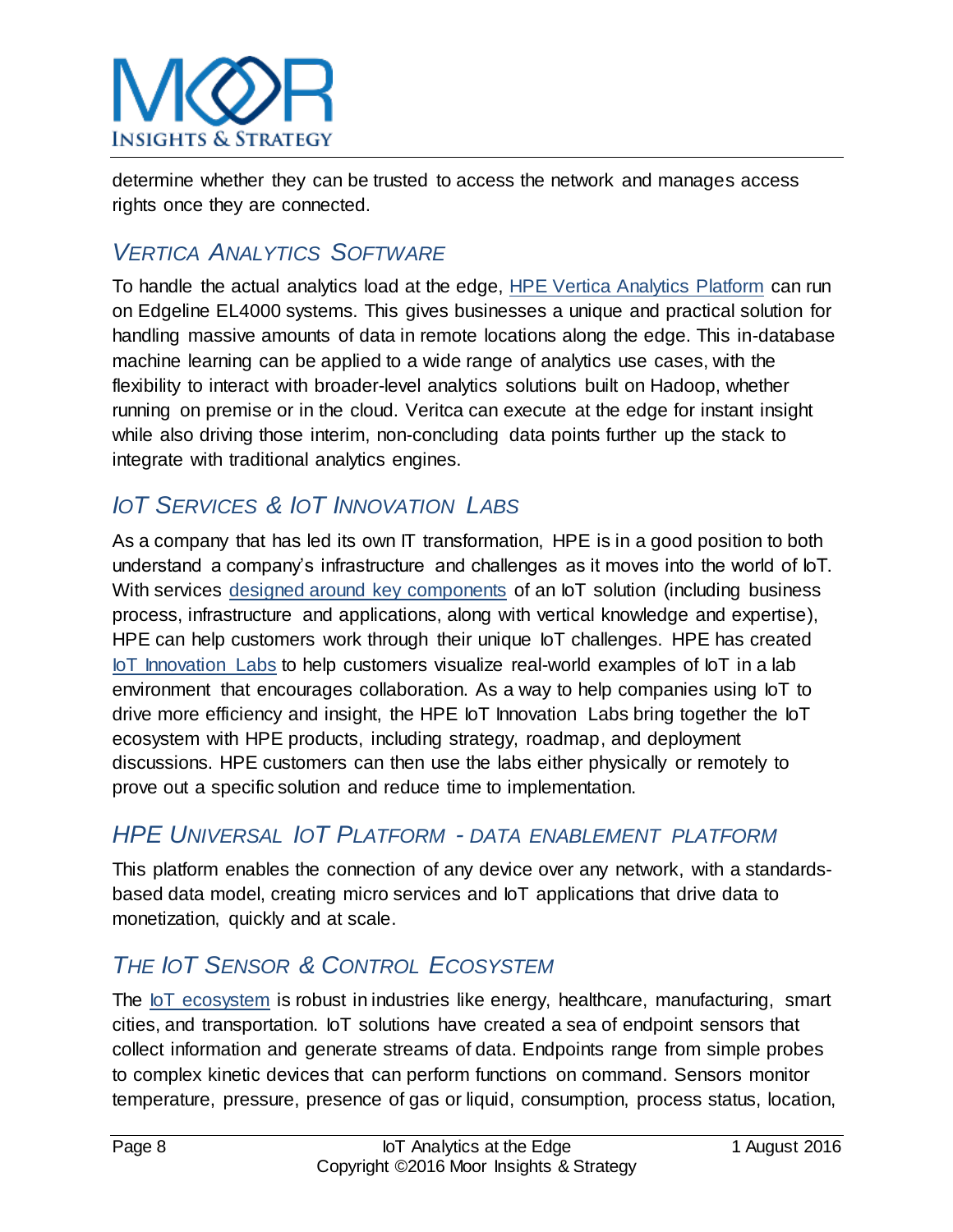determine whether they can be trusted to access the network and manages access rights once they are connected.

## *Vertica Analytics Software*

To handle the actual analytics load at the edge, HPE Vertica Analytics Platform can run on Edgeline EL4000 systems. This gives businesses a unique and practical solution for handling massive amounts of data in remote locations along the edge. This in-database machine learning can be applied to a wide range of analytics use cases, with the flexibility to interact with broader-level analytics solutions built on Hadoop, whether running on premise or in the cloud. Veritca can execute at the edge for instant insight while also driving those interim, non-concluding data points further up the stack to integrate with traditional analytics engines.

## *IoT Services & IoT Innovation Labs*

As a company that has led its own IT transformation, HPE is in a good position to both understand a company's infrastructure and challenges as it moves into the world of IoT. With services designed around key components of an IoT solution (including business process, infrastructure and applications, along with vertical knowledge and expertise), HPE can help customers work through their unique IoT challenges. HPE has created IoT Innovation Labs to help customers visualize real-world examples of IoT in a lab environment that encourages collaboration. As a way to help companies using IoT to drive more efficiency and insight, the HPE IoT Innovation Labs bring together the IoT ecosystem with HPE products, including strategy, roadmap, and deployment discussions. HPE customers can then use the labs either physically or remotely to prove out a specific solution and reduce time to implementation.

## *HPE Universal IoT Platform - Data Enablement Platform*

This platform enables the connection of any device over any network, with a standards-based data model, creating micro services and IoT applications that drive data to monetization, quickly and at scale.

## *The IoT Sensor & Control Ecosystem*

The IoT ecosystem is robust in industries like energy, healthcare, manufacturing, smart cities, and transportation. IoT solutions have created a sea of endpoint sensors that collect information and generate streams of data. Endpoints range from simple probes to complex kinetic devices that can perform functions on command. Sensors monitor temperature, pressure, presence of gas or liquid, consumption, process status, location,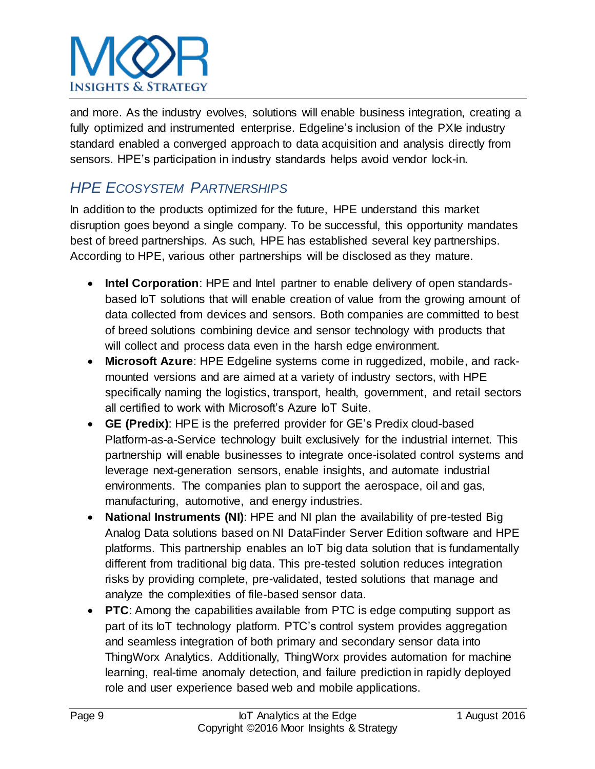and more. As the industry evolves, solutions will enable business integration, creating a fully optimized and instrumented enterprise. Edgeline's inclusion of the PXIe industry standard enabled a converged approach to data acquisition and analysis directly from sensors. HPE's participation in industry standards helps avoid vendor lock-in.

## *HPE Ecosystem Partnerships*

In addition to the products optimized for the future, HPE understand this market disruption goes beyond a single company. To be successful, this opportunity mandates best of breed partnerships. As such, HPE has established several key partnerships. According to HPE, various other partnerships will be disclosed as they mature.

- **Intel Corporation**: HPE and Intel partner to enable delivery of open standards-based IoT solutions that will enable creation of value from the growing amount of data collected from devices and sensors. Both companies are committed to best of breed solutions combining device and sensor technology with products that will collect and process data even in the harsh edge environment.
- **Microsoft Azure**: HPE Edgeline systems come in ruggedized, mobile, and rack-mounted versions and are aimed at a variety of industry sectors, with HPE specifically naming the logistics, transport, health, government, and retail sectors all certified to work with Microsoft's Azure IoT Suite.
- **GE (Predix)**: HPE is the preferred provider for GE's Predix cloud-based Platform-as-a-Service technology built exclusively for the industrial internet. This partnership will enable businesses to integrate once-isolated control systems and leverage next-generation sensors, enable insights, and automate industrial environments. The companies plan to support the aerospace, oil and gas, manufacturing, automotive, and energy industries.
- **National Instruments (NI)**: HPE and NI plan the availability of pre-tested Big Analog Data solutions based on NI DataFinder Server Edition software and HPE platforms. This partnership enables an IoT big data solution that is fundamentally different from traditional big data. This pre-tested solution reduces integration risks by providing complete, pre-validated, tested solutions that manage and analyze the complexities of file-based sensor data.
- **PTC**: Among the capabilities available from PTC is edge computing support as part of its IoT technology platform. PTC's control system provides aggregation and seamless integration of both primary and secondary sensor data into ThingWorx Analytics. Additionally, ThingWorx provides automation for machine learning, real-time anomaly detection, and failure prediction in rapidly deployed role and user experience based web and mobile applications.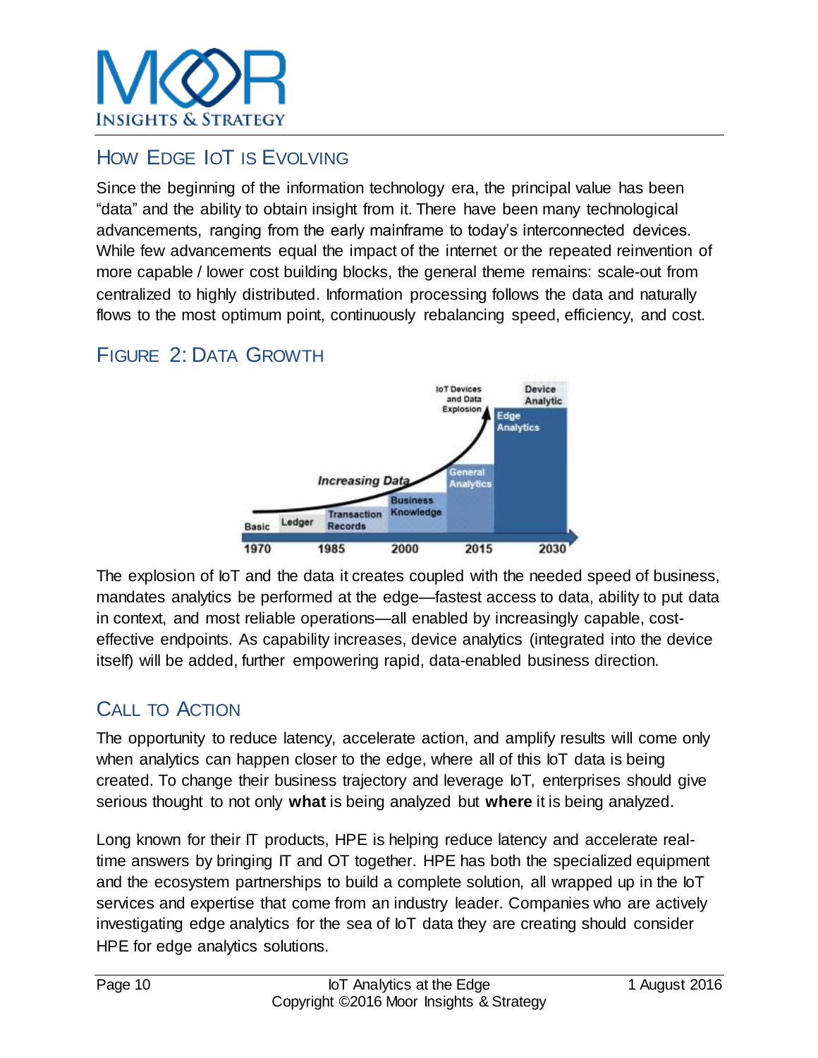## How Edge IoT is Evolving

Since the beginning of the information technology era, the principal value has been "data" and the ability to obtain insight from it. There have been many technological advancements, ranging from the early mainframe to today's interconnected devices. While few advancements equal the impact of the internet or the repeated reinvention of more capable / lower cost building blocks, the general theme remains: scale-out from centralized to highly distributed. Information processing follows the data and naturally flows to the most optimum point, continuously rebalancing speed, efficiency, and cost.

## Figure 2: Data Growth

The explosion of IoT and the data it creates coupled with the needed speed of business, mandates analytics be performed at the edge—fastest access to data, ability to put data in context, and most reliable operations—all enabled by increasingly capable, cost-effective endpoints. As capability increases, device analytics (integrated into the device itself) will be added, further empowering rapid, data-enabled business direction.

## Call to Action

The opportunity to reduce latency, accelerate action, and amplify results will come only when analytics can happen closer to the edge, where all of this IoT data is being created. To change their business trajectory and leverage IoT, enterprises should give serious thought to not only **what** is being analyzed but **where** it is being analyzed.

Long known for their IT products, HPE is helping reduce latency and accelerate real-time answers by bringing IT and OT together. HPE has both the specialized equipment and the ecosystem partnerships to build a complete solution, all wrapped up in the IoT services and expertise that come from an industry leader. Companies who are actively investigating edge analytics for the sea of IoT data they are creating should consider HPE for edge analytics solutions.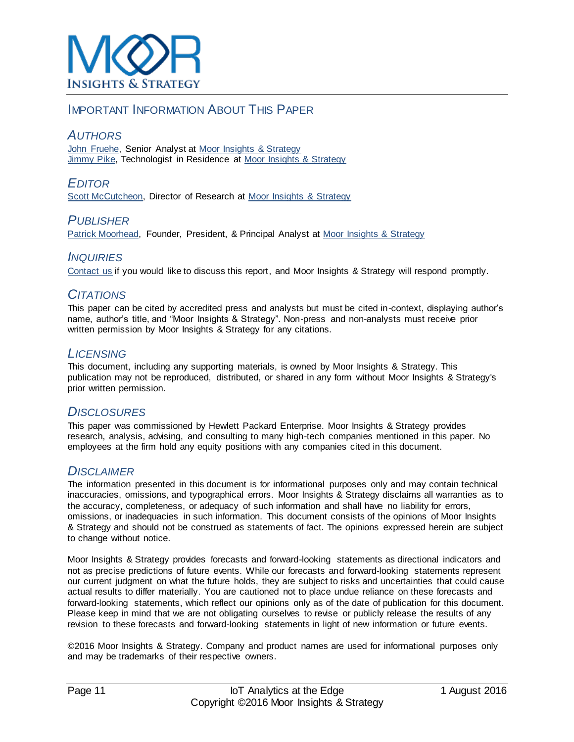# Important Information About This Paper

## Authors

John Fruehe, Senior Analyst at Moor Insights & Strategy
Jimmy Pike, Technologist in Residence at Moor Insights & Strategy

## Editor

Scott McCutcheon, Director of Research at Moor Insights & Strategy

## Publisher

Patrick Moorhead, Founder, President, & Principal Analyst at Moor Insights & Strategy

## Inquiries

Contact us if you would like to discuss this report, and Moor Insights & Strategy will respond promptly.

## Citations

This paper can be cited by accredited press and analysts but must be cited in-context, displaying author's name, author's title, and "Moor Insights & Strategy". Non-press and non-analysts must receive prior written permission by Moor Insights & Strategy for any citations.

## Licensing

This document, including any supporting materials, is owned by Moor Insights & Strategy. This publication may not be reproduced, distributed, or shared in any form without Moor Insights & Strategy's prior written permission.

## Disclosures

This paper was commissioned by Hewlett Packard Enterprise. Moor Insights & Strategy provides research, analysis, advising, and consulting to many high-tech companies mentioned in this paper. No employees at the firm hold any equity positions with any companies cited in this document.

## Disclaimer

The information presented in this document is for informational purposes only and may contain technical inaccuracies, omissions, and typographical errors. Moor Insights & Strategy disclaims all warranties as to the accuracy, completeness, or adequacy of such information and shall have no liability for errors, omissions, or inadequacies in such information. This document consists of the opinions of Moor Insights & Strategy and should not be construed as statements of fact. The opinions expressed herein are subject to change without notice.

Moor Insights & Strategy provides forecasts and forward-looking statements as directional indicators and not as precise predictions of future events. While our forecasts and forward-looking statements represent our current judgment on what the future holds, they are subject to risks and uncertainties that could cause actual results to differ materially. You are cautioned not to place undue reliance on these forecasts and forward-looking statements, which reflect our opinions only as of the date of publication for this document. Please keep in mind that we are not obligating ourselves to revise or publicly release the results of any revision to these forecasts and forward-looking statements in light of new information or future events.

©2016 Moor Insights & Strategy. Company and product names are used for informational purposes only and may be trademarks of their respective owners.